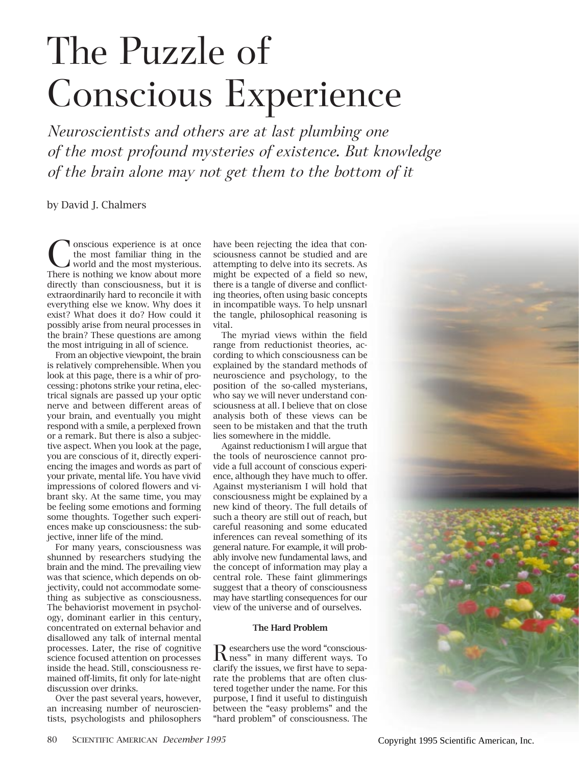# The Puzzle of Conscious Experience

*Neuroscientists and others are at last plumbing one of the most profound mysteries of existence. But knowledge of the brain alone may not get them to the bottom of it*

by David J. Chalmers

Conscious experience is at once the most familiar thing in the world and the most mysterious. There is nothing we know about more directly than consciousness, but it is extraordinarily hard to reconcile it with everything else we know. Why does it exist? What does it do? How could it possibly arise from neural processes in the brain? These questions are among the most intriguing in all of science.

From an objective viewpoint, the brain is relatively comprehensible. When you look at this page, there is a whir of processing: photons strike your retina, electrical signals are passed up your optic nerve and between different areas of your brain, and eventually you might respond with a smile, a perplexed frown or a remark. But there is also a subjective aspect. When you look at the page, you are conscious of it, directly experiencing the images and words as part of your private, mental life. You have vivid impressions of colored flowers and vibrant sky. At the same time, you may be feeling some emotions and forming some thoughts. Together such experiences make up consciousness: the subjective, inner life of the mind.

For many years, consciousness was shunned by researchers studying the brain and the mind. The prevailing view was that science, which depends on objectivity, could not accommodate something as subjective as consciousness. The behaviorist movement in psychology, dominant earlier in this century, concentrated on external behavior and disallowed any talk of internal mental processes. Later, the rise of cognitive science focused attention on processes inside the head. Still, consciousness remained off-limits, fit only for late-night discussion over drinks.

Over the past several years, however, an increasing number of neuroscientists, psychologists and philosophers have been rejecting the idea that consciousness cannot be studied and are attempting to delve into its secrets. As might be expected of a field so new, there is a tangle of diverse and conflicting theories, often using basic concepts in incompatible ways. To help unsnarl the tangle, philosophical reasoning is vital.

The myriad views within the field range from reductionist theories, according to which consciousness can be explained by the standard methods of neuroscience and psychology, to the position of the so-called mysterians, who say we will never understand consciousness at all. I believe that on close analysis both of these views can be seen to be mistaken and that the truth lies somewhere in the middle.

Against reductionism I will argue that the tools of neuroscience cannot provide a full account of conscious experience, although they have much to offer. Against mysterianism I will hold that consciousness might be explained by a new kind of theory. The full details of such a theory are still out of reach, but careful reasoning and some educated inferences can reveal something of its general nature. For example, it will probably involve new fundamental laws, and the concept of information may play a central role. These faint glimmerings suggest that a theory of consciousness may have startling consequences for our view of the universe and of ourselves.

### The Hard Problem

Researchers use the word "consciousness" in many different ways. To clarify the issues, we first have to separate the problems that are often clustered together under the name. For this purpose, I find it useful to distinguish between the "easy problems" and the "hard problem" of consciousness. The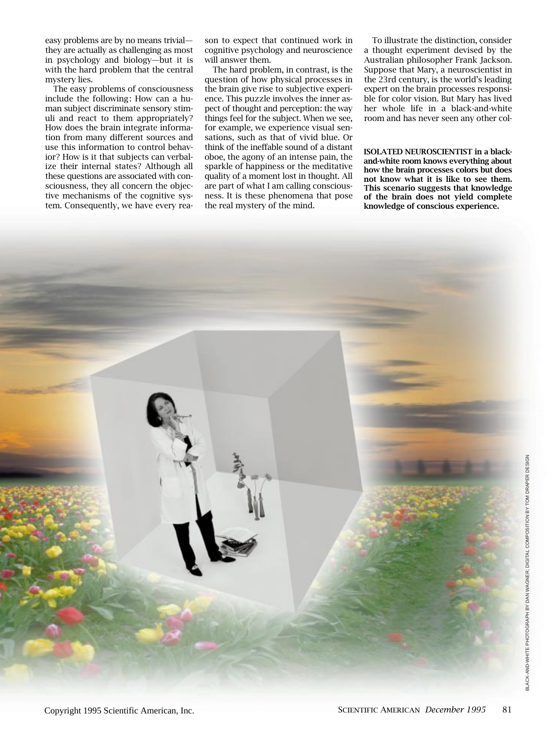easy problems are by no means trivial—they are actually as challenging as most in psychology and biology—but it is with the hard problem that the central mystery lies.

The easy problems of consciousness include the following: How can a human subject discriminate sensory stimuli and react to them appropriately? How does the brain integrate information from many different sources and use this information to control behavior? How is it that subjects can verbalize their internal states? Although all these questions are associated with consciousness, they all concern the objective mechanisms of the cognitive system. Consequently, we have every reason to expect that continued work in cognitive psychology and neuroscience will answer them.

The hard problem, in contrast, is the question of how physical processes in the brain give rise to subjective experience. This puzzle involves the inner aspect of thought and perception: the way things feel for the subject. When we see, for example, we experience visual sensations, such as that of vivid blue. Or think of the ineffable sound of a distant oboe, the agony of an intense pain, the sparkle of happiness or the meditative quality of a moment lost in thought. All are part of what I am calling consciousness. It is these phenomena that pose the real mystery of the mind.

To illustrate the distinction, consider a thought experiment devised by the Australian philosopher Frank Jackson. Suppose that Mary, a neuroscientist in the 23rd century, is the world's leading expert on the brain processes responsible for color vision. But Mary has lived her whole life in a black-and-white room and has never seen any other col-

**ISOLATED NEUROSCIENTIST in a black-and-white room knows everything about how the brain processes colors but does not know what it is like to see them. This scenario suggests that knowledge of the brain does not yield complete knowledge of conscious experience.**

BLACK-AND-WHITE PHOTOGRAPH BY DAN WAGNER; DIGITAL COMPOSITION BY TOM DRAPER DESIGN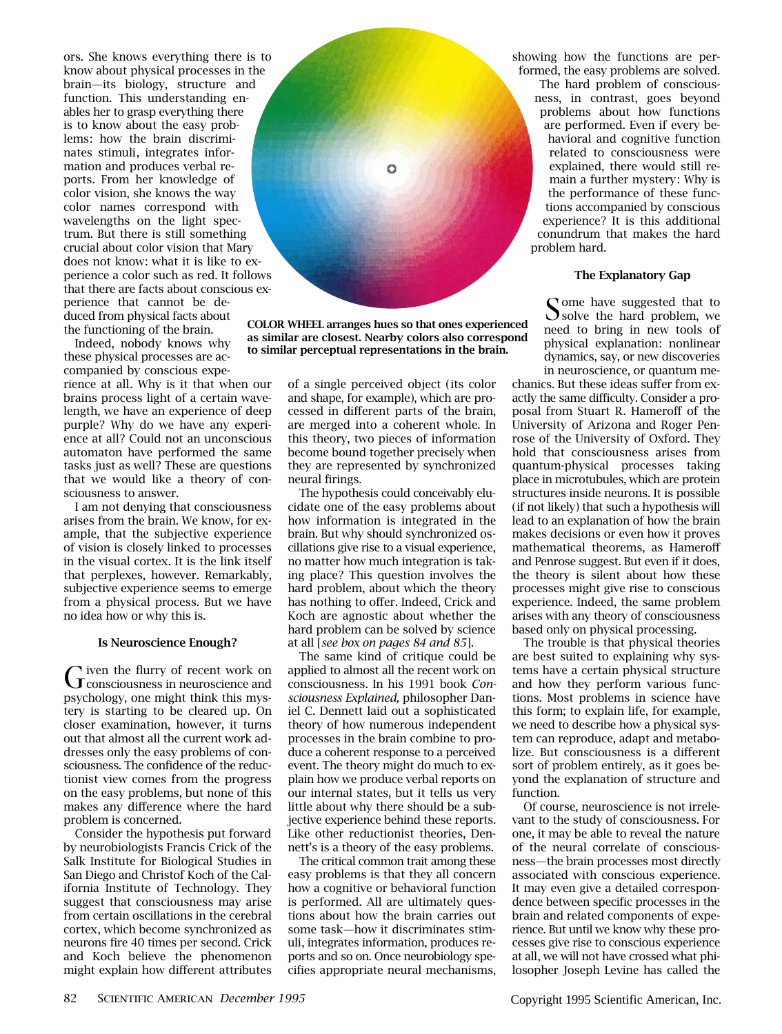ors. She knows everything there is to know about physical processes in the brain—its biology, structure and function. This understanding enables her to grasp everything there is to know about the easy problems: how the brain discriminates stimuli, integrates information and produces verbal reports. From her knowledge of color vision, she knows the way color names correspond with wavelengths on the light spectrum. But there is still something crucial about color vision that Mary does not know: what it is like to experience a color such as red. It follows that there are facts about conscious experience that cannot be deduced from physical facts about the functioning of the brain.

Indeed, nobody knows why these physical processes are accompanied by conscious experience at all. Why is it that when our brains process light of a certain wavelength, we have an experience of deep purple? Why do we have any experience at all? Could not an unconscious automaton have performed the same tasks just as well? These are questions that we would like a theory of consciousness to answer.

I am not denying that consciousness arises from the brain. We know, for example, that the subjective experience of vision is closely linked to processes in the visual cortex. It is the link itself that perplexes, however. Remarkably, subjective experience seems to emerge from a physical process. But we have no idea how or why this is.

**COLOR WHEEL arranges hues so that ones experienced as similar are closest. Nearby colors also correspond to similar perceptual representations in the brain.**

### Is Neuroscience Enough?

Given the flurry of recent work on consciousness in neuroscience and psychology, one might think this mystery is starting to be cleared up. On closer examination, however, it turns out that almost all the current work addresses only the easy problems of consciousness. The confidence of the reductionist view comes from the progress on the easy problems, but none of this makes any difference where the hard problem is concerned.

Consider the hypothesis put forward by neurobiologists Francis Crick of the Salk Institute for Biological Studies in San Diego and Christof Koch of the California Institute of Technology. They suggest that consciousness may arise from certain oscillations in the cerebral cortex, which become synchronized as neurons fire 40 times per second. Crick and Koch believe the phenomenon might explain how different attributes of a single perceived object (its color and shape, for example), which are processed in different parts of the brain, are merged into a coherent whole. In this theory, two pieces of information become bound together precisely when they are represented by synchronized neural firings.

The hypothesis could conceivably elucidate one of the easy problems about how information is integrated in the brain. But why should synchronized oscillations give rise to a visual experience, no matter how much integration is taking place? This question involves the hard problem, about which the theory has nothing to offer. Indeed, Crick and Koch are agnostic about whether the hard problem can be solved by science at all [*see box on pages 84 and 85*].

The same kind of critique could be applied to almost all the recent work on consciousness. In his 1991 book *Consciousness Explained,* philosopher Daniel C. Dennett laid out a sophisticated theory of how numerous independent processes in the brain combine to produce a coherent response to a perceived event. The theory might do much to explain how we produce verbal reports on our internal states, but it tells us very little about why there should be a subjective experience behind these reports. Like other reductionist theories, Dennett's is a theory of the easy problems.

The critical common trait among these easy problems is that they all concern how a cognitive or behavioral function is performed. All are ultimately questions about how the brain carries out some task—how it discriminates stimuli, integrates information, produces reports and so on. Once neurobiology specifies appropriate neural mechanisms, showing how the functions are performed, the easy problems are solved.

The hard problem of consciousness, in contrast, goes beyond problems about how functions are performed. Even if every behavioral and cognitive function related to consciousness were explained, there would still remain a further mystery: Why is the performance of these functions accompanied by conscious experience? It is this additional conundrum that makes the hard problem hard.

### The Explanatory Gap

Some have suggested that to solve the hard problem, we need to bring in new tools of physical explanation: nonlinear dynamics, say, or new discoveries in neuroscience, or quantum mechanics. But these ideas suffer from exactly the same difficulty. Consider a proposal from Stuart R. Hameroff of the University of Arizona and Roger Penrose of the University of Oxford. They hold that consciousness arises from quantum-physical processes taking place in microtubules, which are protein structures inside neurons. It is possible (if not likely) that such a hypothesis will lead to an explanation of how the brain makes decisions or even how it proves mathematical theorems, as Hameroff and Penrose suggest. But even if it does, the theory is silent about how these processes might give rise to conscious experience. Indeed, the same problem arises with any theory of consciousness based only on physical processing.

The trouble is that physical theories are best suited to explaining why systems have a certain physical structure and how they perform various functions. Most problems in science have this form; to explain life, for example, we need to describe how a physical system can reproduce, adapt and metabolize. But consciousness is a different sort of problem entirely, as it goes beyond the explanation of structure and function.

Of course, neuroscience is not irrelevant to the study of consciousness. For one, it may be able to reveal the nature of the neural correlate of consciousness—the brain processes most directly associated with conscious experience. It may even give a detailed correspondence between specific processes in the brain and related components of experience. But until we know why these processes give rise to conscious experience at all, we will not have crossed what philosopher Joseph Levine has called the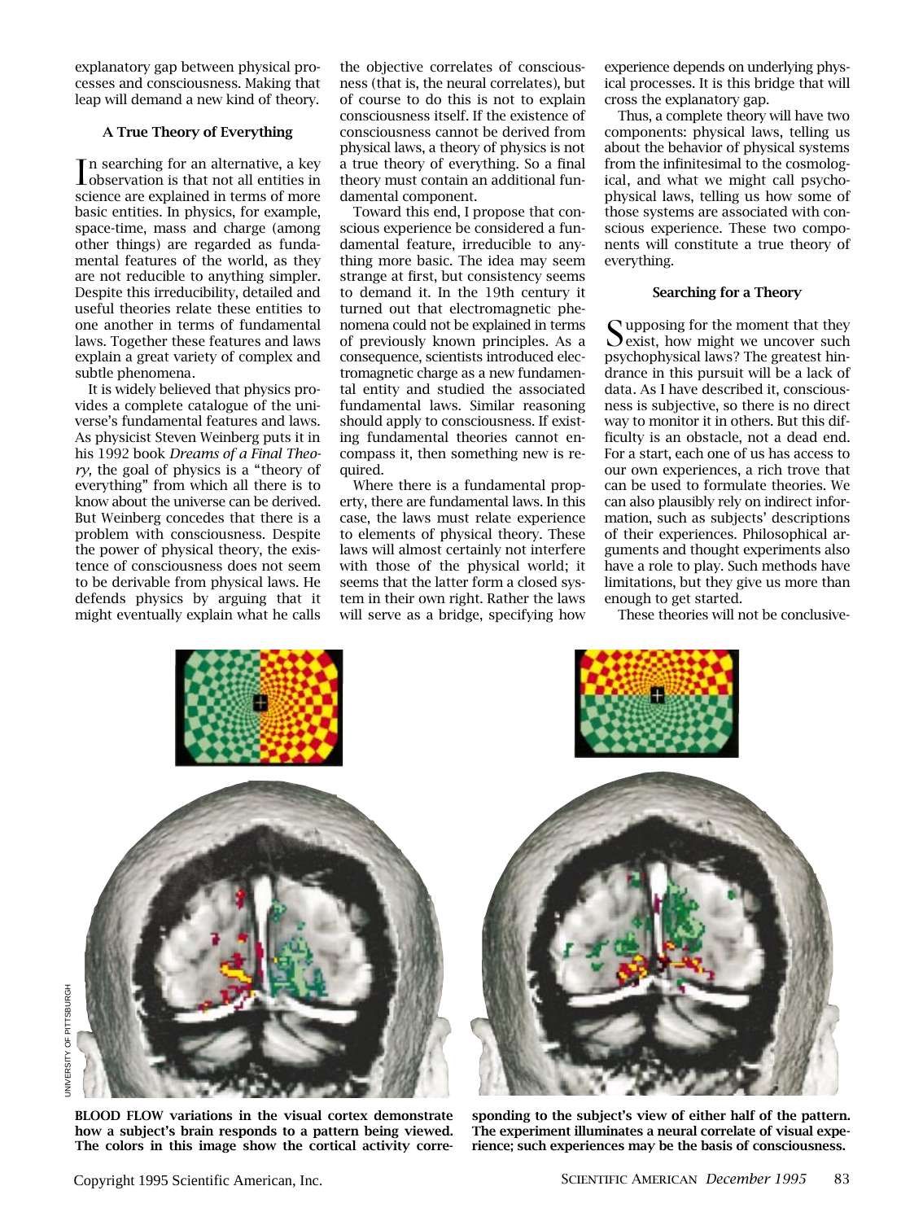explanatory gap between physical processes and consciousness. Making that leap will demand a new kind of theory.

### A True Theory of Everything

In searching for an alternative, a key observation is that not all entities in science are explained in terms of more basic entities. In physics, for example, space-time, mass and charge (among other things) are regarded as fundamental features of the world, as they are not reducible to anything simpler. Despite this irreducibility, detailed and useful theories relate these entities to one another in terms of fundamental laws. Together these features and laws explain a great variety of complex and subtle phenomena.

It is widely believed that physics provides a complete catalogue of the universe's fundamental features and laws. As physicist Steven Weinberg puts it in his 1992 book *Dreams of a Final Theory,* the goal of physics is a "theory of everything" from which all there is to know about the universe can be derived. But Weinberg concedes that there is a problem with consciousness. Despite the power of physical theory, the existence of consciousness does not seem to be derivable from physical laws. He defends physics by arguing that it might eventually explain what he calls the objective correlates of consciousness (that is, the neural correlates), but of course to do this is not to explain consciousness itself. If the existence of consciousness cannot be derived from physical laws, a theory of physics is not a true theory of everything. So a final theory must contain an additional fundamental component.

Toward this end, I propose that conscious experience be considered a fundamental feature, irreducible to anything more basic. The idea may seem strange at first, but consistency seems to demand it. In the 19th century it turned out that electromagnetic phenomena could not be explained in terms of previously known principles. As a consequence, scientists introduced electromagnetic charge as a new fundamental entity and studied the associated fundamental laws. Similar reasoning should apply to consciousness. If existing fundamental theories cannot encompass it, then something new is required.

Where there is a fundamental property, there are fundamental laws. In this case, the laws must relate experience to elements of physical theory. These laws will almost certainly not interfere with those of the physical world; it seems that the latter form a closed system in their own right. Rather the laws will serve as a bridge, specifying how experience depends on underlying physical processes. It is this bridge that will cross the explanatory gap.

Thus, a complete theory will have two components: physical laws, telling us about the behavior of physical systems from the infinitesimal to the cosmological, and what we might call psychophysical laws, telling us how some of those systems are associated with conscious experience. These two components will constitute a true theory of everything.

### Searching for a Theory

Supposing for the moment that they exist, how might we uncover such psychophysical laws? The greatest hindrance in this pursuit will be a lack of data. As I have described it, consciousness is subjective, so there is no direct way to monitor it in others. But this difficulty is an obstacle, not a dead end. For a start, each one of us has access to our own experiences, a rich trove that can be used to formulate theories. We can also plausibly rely on indirect information, such as subjects' descriptions of their experiences. Philosophical arguments and thought experiments also have a role to play. Such methods have limitations, but they give us more than enough to get started.

These theories will not be conclusive-

UNIVERSITY OF PITTSBURGH

**BLOOD FLOW variations in the visual cortex demonstrate how a subject's brain responds to a pattern being viewed. The colors in this image show the cortical activity corresponding to the subject's view of either half of the pattern. The experiment illuminates a neural correlate of visual experience; such experiences may be the basis of consciousness.**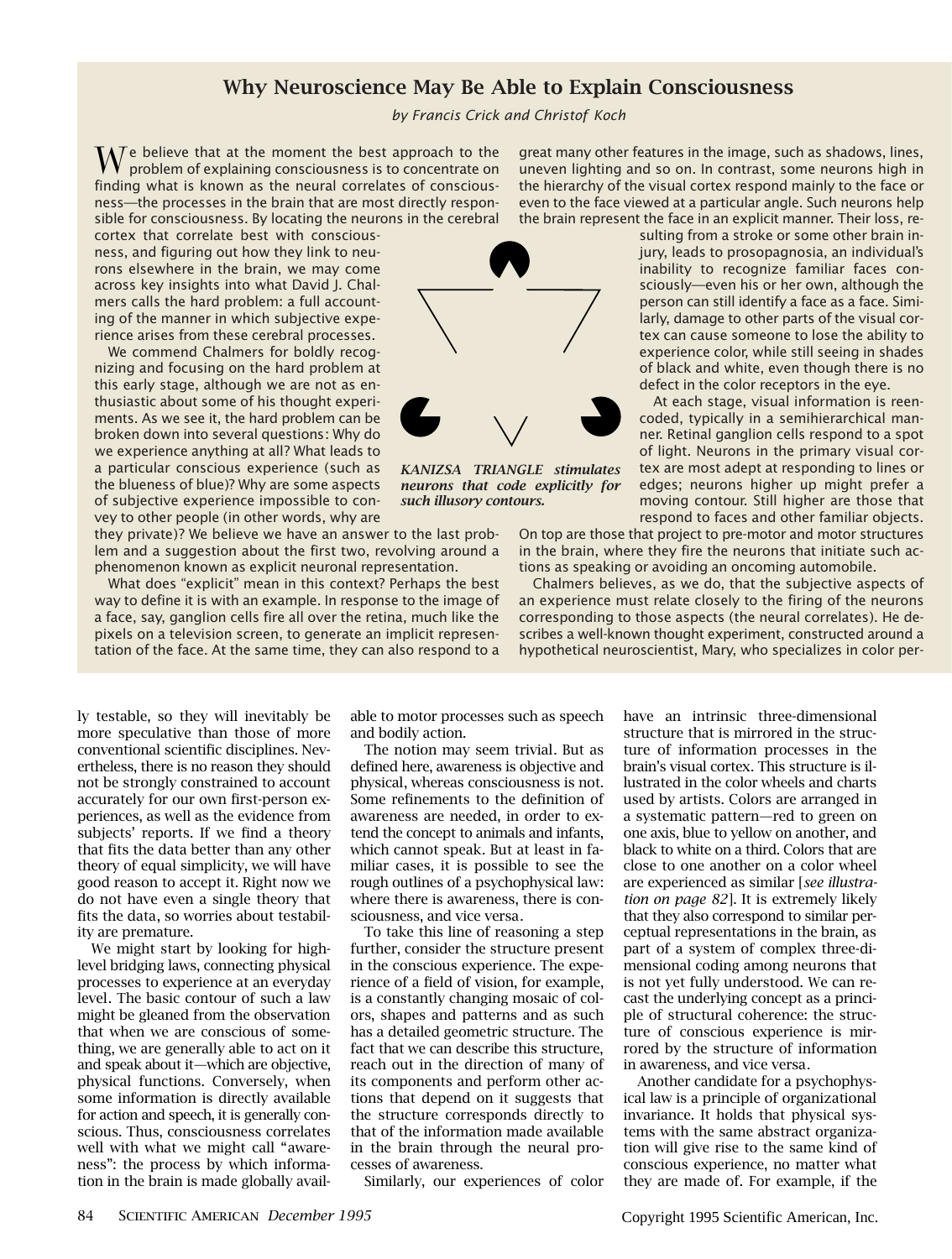## Why Neuroscience May Be Able to Explain Consciousness

*by Francis Crick and Christof Koch*

We believe that at the moment the best approach to the problem of explaining consciousness is to concentrate on finding what is known as the neural correlates of consciousness—the processes in the brain that are most directly responsible for consciousness. By locating the neurons in the cerebral cortex that correlate best with consciousness, and figuring out how they link to neurons elsewhere in the brain, we may come across key insights into what David J. Chalmers calls the hard problem: a full accounting of the manner in which subjective experience arises from these cerebral processes.

We commend Chalmers for boldly recognizing and focusing on the hard problem at this early stage, although we are not as enthusiastic about some of his thought experiments. As we see it, the hard problem can be broken down into several questions: Why do we experience anything at all? What leads to a particular conscious experience (such as the blueness of blue)? Why are some aspects of subjective experience impossible to convey to other people (in other words, why are they private)? We believe we have an answer to the last problem and a suggestion about the first two, revolving around a phenomenon known as explicit neuronal representation.

What does "explicit" mean in this context? Perhaps the best way to define it is with an example. In response to the image of a face, say, ganglion cells fire all over the retina, much like the pixels on a television screen, to generate an implicit representation of the face. At the same time, they can also respond to a great many other features in the image, such as shadows, lines, uneven lighting and so on. In contrast, some neurons high in the hierarchy of the visual cortex respond mainly to the face or even to the face viewed at a particular angle. Such neurons help the brain represent the face in an explicit manner. Their loss, resulting from a stroke or some other brain injury, leads to prosopagnosia, an individual's inability to recognize familiar faces consciously—even his or her own, although the person can still identify a face as a face. Similarly, damage to other parts of the visual cortex can cause someone to lose the ability to experience color, while still seeing in shades of black and white, even though there is no defect in the color receptors in the eye.

*KANIZSA TRIANGLE stimulates neurons that code explicitly for such illusory contours.*

At each stage, visual information is reencoded, typically in a semihierarchical manner. Retinal ganglion cells respond to a spot of light. Neurons in the primary visual cortex are most adept at responding to lines or edges; neurons higher up might prefer a moving contour. Still higher are those that respond to faces and other familiar objects. On top are those that project to pre-motor and motor structures in the brain, where they fire the neurons that initiate such actions as speaking or avoiding an oncoming automobile.

Chalmers believes, as we do, that the subjective aspects of an experience must relate closely to the firing of the neurons corresponding to those aspects (the neural correlates). He describes a well-known thought experiment, constructed around a hypothetical neuroscientist, Mary, who specializes in color per-

---

ly testable, so they will inevitably be more speculative than those of more conventional scientific disciplines. Nevertheless, there is no reason they should not be strongly constrained to account accurately for our own first-person experiences, as well as the evidence from subjects' reports. If we find a theory that fits the data better than any other theory of equal simplicity, we will have good reason to accept it. Right now we do not have even a single theory that fits the data, so worries about testability are premature.

We might start by looking for high-level bridging laws, connecting physical processes to experience at an everyday level. The basic contour of such a law might be gleaned from the observation that when we are conscious of something, we are generally able to act on it and speak about it—which are objective, physical functions. Conversely, when some information is directly available for action and speech, it is generally conscious. Thus, consciousness correlates well with what we might call "awareness": the process by which information in the brain is made globally available to motor processes such as speech and bodily action.

The notion may seem trivial. But as defined here, awareness is objective and physical, whereas consciousness is not. Some refinements to the definition of awareness are needed, in order to extend the concept to animals and infants, which cannot speak. But at least in familiar cases, it is possible to see the rough outlines of a psychophysical law: where there is awareness, there is consciousness, and vice versa.

To take this line of reasoning a step further, consider the structure present in the conscious experience. The experience of a field of vision, for example, is a constantly changing mosaic of colors, shapes and patterns and as such has a detailed geometric structure. The fact that we can describe this structure, reach out in the direction of many of its components and perform other actions that depend on it suggests that the structure corresponds directly to that of the information made available in the brain through the neural processes of awareness.

Similarly, our experiences of color have an intrinsic three-dimensional structure that is mirrored in the structure of information processes in the brain's visual cortex. This structure is illustrated in the color wheels and charts used by artists. Colors are arranged in a systematic pattern—red to green on one axis, blue to yellow on another, and black to white on a third. Colors that are close to one another on a color wheel are experienced as similar [*see illustration on page 82*]. It is extremely likely that they also correspond to similar perceptual representations in the brain, as part of a system of complex three-dimensional coding among neurons that is not yet fully understood. We can recast the underlying concept as a principle of structural coherence: the structure of conscious experience is mirrored by the structure of information in awareness, and vice versa.

Another candidate for a psychophysical law is a principle of organizational invariance. It holds that physical systems with the same abstract organization will give rise to the same kind of conscious experience, no matter what they are made of. For example, if the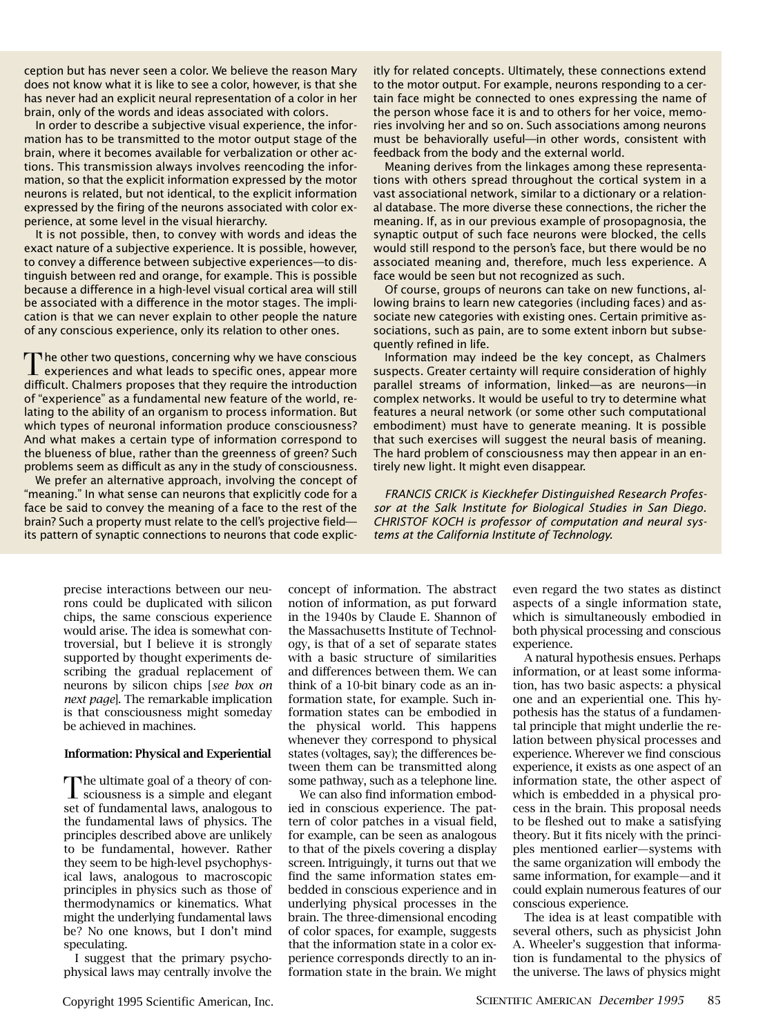ception but has never seen a color. We believe the reason Mary does not know what it is like to see a color, however, is that she has never had an explicit neural representation of a color in her brain, only of the words and ideas associated with colors.

In order to describe a subjective visual experience, the information has to be transmitted to the motor output stage of the brain, where it becomes available for verbalization or other actions. This transmission always involves reencoding the information, so that the explicit information expressed by the motor neurons is related, but not identical, to the explicit information expressed by the firing of the neurons associated with color experience, at some level in the visual hierarchy.

It is not possible, then, to convey with words and ideas the exact nature of a subjective experience. It is possible, however, to convey a difference between subjective experiences—to distinguish between red and orange, for example. This is possible because a difference in a high-level visual cortical area will still be associated with a difference in the motor stages. The implication is that we can never explain to other people the nature of any conscious experience, only its relation to other ones.

The other two questions, concerning why we have conscious experiences and what leads to specific ones, appear more difficult. Chalmers proposes that they require the introduction of "experience" as a fundamental new feature of the world, relating to the ability of an organism to process information. But which types of neuronal information produce consciousness? And what makes a certain type of information correspond to the blueness of blue, rather than the greenness of green? Such problems seem as difficult as any in the study of consciousness.

We prefer an alternative approach, involving the concept of "meaning." In what sense can neurons that explicitly code for a face be said to convey the meaning of a face to the rest of the brain? Such a property must relate to the cell's projective field—its pattern of synaptic connections to neurons that code explicitly for related concepts. Ultimately, these connections extend to the motor output. For example, neurons responding to a certain face might be connected to ones expressing the name of the person whose face it is and to others for her voice, memories involving her and so on. Such associations among neurons must be behaviorally useful—in other words, consistent with feedback from the body and the external world.

Meaning derives from the linkages among these representations with others spread throughout the cortical system in a vast associational network, similar to a dictionary or a relational database. The more diverse these connections, the richer the meaning. If, as in our previous example of prosopagnosia, the synaptic output of such face neurons were blocked, the cells would still respond to the person's face, but there would be no associated meaning and, therefore, much less experience. A face would be seen but not recognized as such.

Of course, groups of neurons can take on new functions, allowing brains to learn new categories (including faces) and associate new categories with existing ones. Certain primitive associations, such as pain, are to some extent inborn but subsequently refined in life.

Information may indeed be the key concept, as Chalmers suspects. Greater certainty will require consideration of highly parallel streams of information, linked—as are neurons—in complex networks. It would be useful to try to determine what features a neural network (or some other such computational embodiment) must have to generate meaning. It is possible that such exercises will suggest the neural basis of meaning. The hard problem of consciousness may then appear in an entirely new light. It might even disappear.

*FRANCIS CRICK is Kieckhefer Distinguished Research Professor at the Salk Institute for Biological Studies in San Diego. CHRISTOF KOCH is professor of computation and neural systems at the California Institute of Technology.*

precise interactions between our neurons could be duplicated with silicon chips, the same conscious experience would arise. The idea is somewhat controversial, but I believe it is strongly supported by thought experiments describing the gradual replacement of neurons by silicon chips [*see box on next page*]. The remarkable implication is that consciousness might someday be achieved in machines.

### Information: Physical and Experiential

The ultimate goal of a theory of consciousness is a simple and elegant set of fundamental laws, analogous to the fundamental laws of physics. The principles described above are unlikely to be fundamental, however. Rather they seem to be high-level psychophysical laws, analogous to macroscopic principles in physics such as those of thermodynamics or kinematics. What might the underlying fundamental laws be? No one knows, but I don't mind speculating.

I suggest that the primary psychophysical laws may centrally involve the concept of information. The abstract notion of information, as put forward in the 1940s by Claude E. Shannon of the Massachusetts Institute of Technology, is that of a set of separate states with a basic structure of similarities and differences between them. We can think of a 10-bit binary code as an information state, for example. Such information states can be embodied in the physical world. This happens whenever they correspond to physical states (voltages, say); the differences between them can be transmitted along some pathway, such as a telephone line.

We can also find information embodied in conscious experience. The pattern of color patches in a visual field, for example, can be seen as analogous to that of the pixels covering a display screen. Intriguingly, it turns out that we find the same information states embedded in conscious experience and in underlying physical processes in the brain. The three-dimensional encoding of color spaces, for example, suggests that the information state in a color experience corresponds directly to an information state in the brain. We might even regard the two states as distinct aspects of a single information state, which is simultaneously embodied in both physical processing and conscious experience.

A natural hypothesis ensues. Perhaps information, or at least some information, has two basic aspects: a physical one and an experiential one. This hypothesis has the status of a fundamental principle that might underlie the relation between physical processes and experience. Wherever we find conscious experience, it exists as one aspect of an information state, the other aspect of which is embedded in a physical process in the brain. This proposal needs to be fleshed out to make a satisfying theory. But it fits nicely with the principles mentioned earlier—systems with the same organization will embody the same information, for example—and it could explain numerous features of our conscious experience.

The idea is at least compatible with several others, such as physicist John A. Wheeler's suggestion that information is fundamental to the physics of the universe. The laws of physics might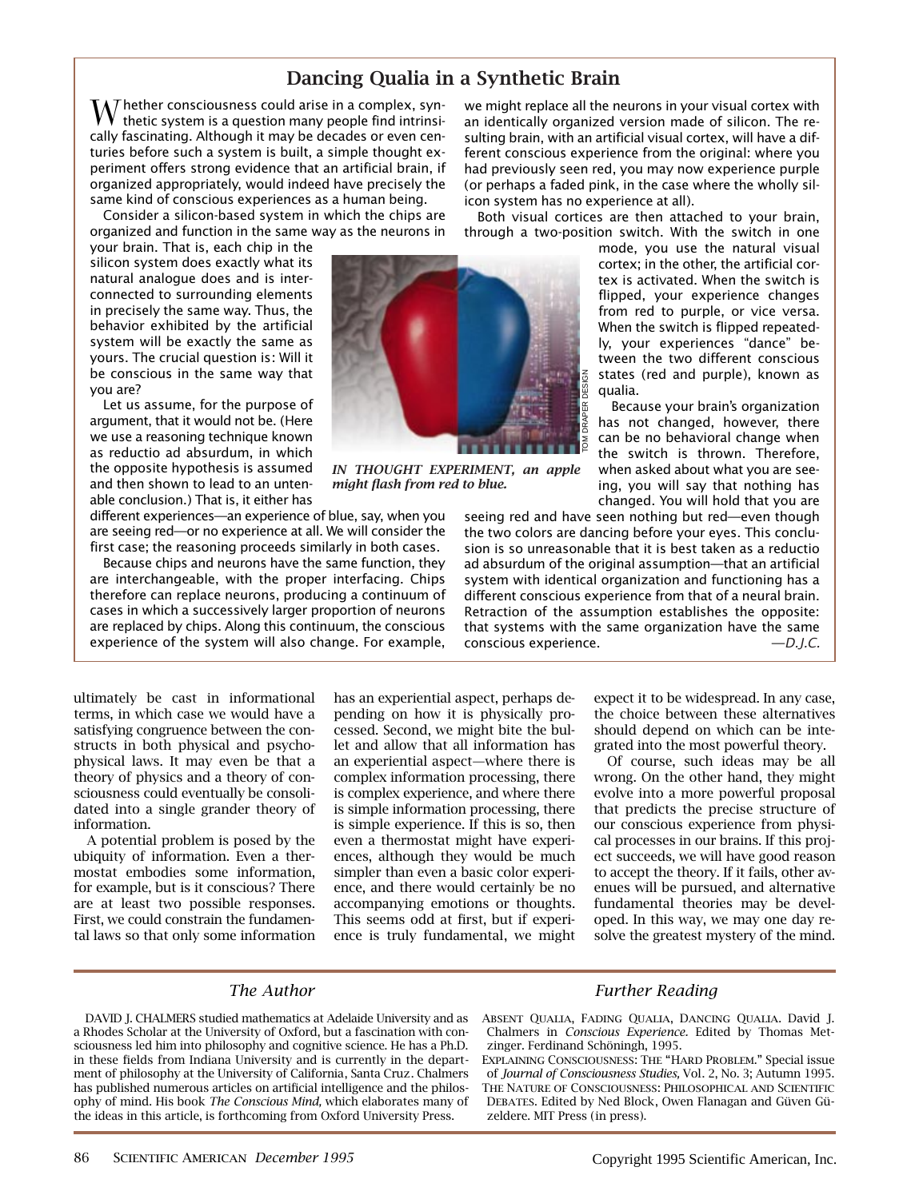## Dancing Qualia in a Synthetic Brain

Whether consciousness could arise in a complex, synthetic system is a question many people find intrinsically fascinating. Although it may be decades or even centuries before such a system is built, a simple thought experiment offers strong evidence that an artificial brain, if organized appropriately, would indeed have precisely the same kind of conscious experiences as a human being.

Consider a silicon-based system in which the chips are organized and function in the same way as the neurons in your brain. That is, each chip in the silicon system does exactly what its natural analogue does and is interconnected to surrounding elements in precisely the same way. Thus, the behavior exhibited by the artificial system will be exactly the same as yours. The crucial question is: Will it be conscious in the same way that you are?

Let us assume, for the purpose of argument, that it would not be. (Here we use a reasoning technique known as reductio ad absurdum, in which the opposite hypothesis is assumed and then shown to lead to an untenable conclusion.) That is, it either has different experiences—an experience of blue, say, when you are seeing red—or no experience at all. We will consider the first case; the reasoning proceeds similarly in both cases.

Because chips and neurons have the same function, they are interchangeable, with the proper interfacing. Chips therefore can replace neurons, producing a continuum of cases in which a successively larger proportion of neurons are replaced by chips. Along this continuum, the conscious experience of the system will also change. For example, we might replace all the neurons in your visual cortex with an identically organized version made of silicon. The resulting brain, with an artificial visual cortex, will have a different conscious experience from the original: where you had previously seen red, you may now experience purple (or perhaps a faded pink, in the case where the wholly silicon system has no experience at all).

*IN THOUGHT EXPERIMENT, an apple might flash from red to blue.*

TOM DRAPER DESIGN

Both visual cortices are then attached to your brain, through a two-position switch. With the switch in one mode, you use the natural visual cortex; in the other, the artificial cortex is activated. When the switch is flipped, your experience changes from red to purple, or vice versa. When the switch is flipped repeatedly, your experiences "dance" between the two different conscious states (red and purple), known as qualia.

Because your brain's organization has not changed, however, there can be no behavioral change when the switch is thrown. Therefore, when asked about what you are seeing, you will say that nothing has changed. You will hold that you are seeing red and have seen nothing but red—even though the two colors are dancing before your eyes. This conclusion is so unreasonable that it is best taken as a reductio ad absurdum of the original assumption—that an artificial system with identical organization and functioning has a different conscious experience from that of a neural brain. Retraction of the assumption establishes the opposite: that systems with the same organization have the same conscious experience. *—D.J.C.*

ultimately be cast in informational terms, in which case we would have a satisfying congruence between the constructs in both physical and psychophysical laws. It may even be that a theory of physics and a theory of consciousness could eventually be consolidated into a single grander theory of information.

A potential problem is posed by the ubiquity of information. Even a thermostat embodies some information, for example, but is it conscious? There are at least two possible responses. First, we could constrain the fundamental laws so that only some information has an experiential aspect, perhaps depending on how it is physically processed. Second, we might bite the bullet and allow that all information has an experiential aspect—where there is complex information processing, there is complex experience, and where there is simple information processing, there is simple experience. If this is so, then even a thermostat might have experiences, although they would be much simpler than even a basic color experience, and there would certainly be no accompanying emotions or thoughts. This seems odd at first, but if experience is truly fundamental, we might expect it to be widespread. In any case, the choice between these alternatives should depend on which can be integrated into the most powerful theory.

Of course, such ideas may be all wrong. On the other hand, they might evolve into a more powerful proposal that predicts the precise structure of our conscious experience from physical processes in our brains. If this project succeeds, we will have good reason to accept the theory. If it fails, other avenues will be pursued, and alternative fundamental theories may be developed. In this way, we may one day resolve the greatest mystery of the mind.

### The Author

DAVID J. CHALMERS studied mathematics at Adelaide University and as a Rhodes Scholar at the University of Oxford, but a fascination with consciousness led him into philosophy and cognitive science. He has a Ph.D. in these fields from Indiana University and is currently in the department of philosophy at the University of California, Santa Cruz. Chalmers has published numerous articles on artificial intelligence and the philosophy of mind. His book *The Conscious Mind,* which elaborates many of the ideas in this article, is forthcoming from Oxford University Press.

### Further Reading

ABSENT QUALIA, FADING QUALIA, DANCING QUALIA. David J. Chalmers in *Conscious Experience.* Edited by Thomas Metzinger. Ferdinand Schöningh, 1995.

EXPLAINING CONSCIOUSNESS: THE "HARD PROBLEM." Special issue of *Journal of Consciousness Studies,* Vol. 2, No. 3; Autumn 1995.

THE NATURE OF CONSCIOUSNESS: PHILOSOPHICAL AND SCIENTIFIC DEBATES. Edited by Ned Block, Owen Flanagan and Güven Güzeldere. MIT Press (in press).